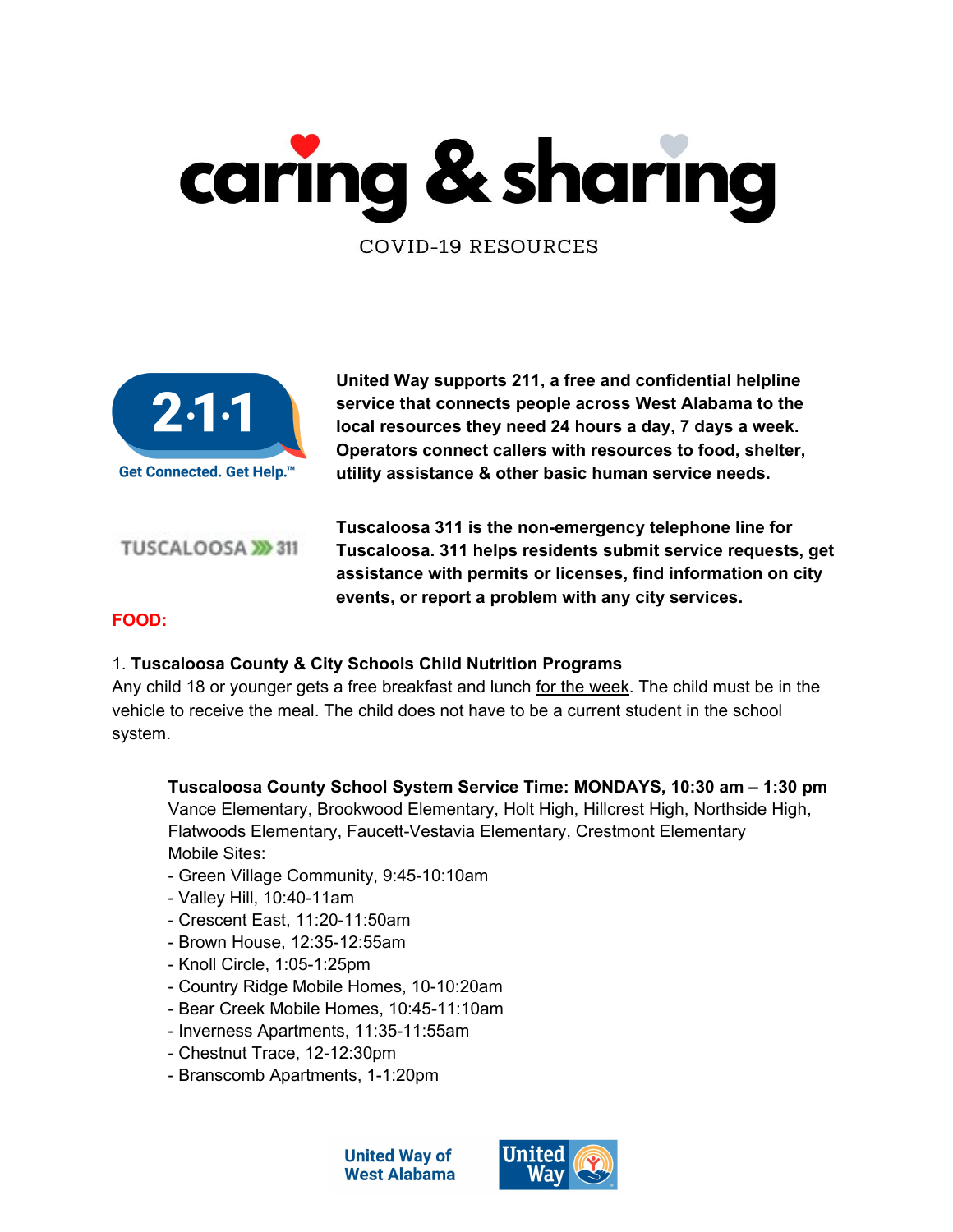# caring & sharing

COVID-19 RESOURCES

2·1·1 Get Connected. Get Help.™

**United Way supports 211, a free and confidential helpline service that connects people across West Alabama to the local resources they need 24 hours a day, 7 days a week. Operators connect callers with resources to food, shelter, utility assistance & other basic human service needs.**

TUSCALOOSA 311

**Tuscaloosa 311 is the non-emergency telephone line for Tuscaloosa. 311 helps residents submit service requests, get assistance with permits or licenses, find information on city events, or report a problem with any city services.**

**FOOD:**

1. **Tuscaloosa County & City Schools Child Nutrition Programs**
Any child 18 or younger gets a free breakfast and lunch for the week. The child must be in the vehicle to receive the meal. The child does not have to be a current student in the school system.

**Tuscaloosa County School System Service Time: MONDAYS, 10:30 am – 1:30 pm**
Vance Elementary, Brookwood Elementary, Holt High, Hillcrest High, Northside High, Flatwoods Elementary, Faucett-Vestavia Elementary, Crestmont Elementary
Mobile Sites:
- Green Village Community, 9:45-10:10am
- Valley Hill, 10:40-11am
- Crescent East, 11:20-11:50am
- Brown House, 12:35-12:55am
- Knoll Circle, 1:05-1:25pm
- Country Ridge Mobile Homes, 10-10:20am
- Bear Creek Mobile Homes, 10:45-11:10am
- Inverness Apartments, 11:35-11:55am
- Chestnut Trace, 12-12:30pm
- Branscomb Apartments, 1-1:20pm

United Way of West Alabama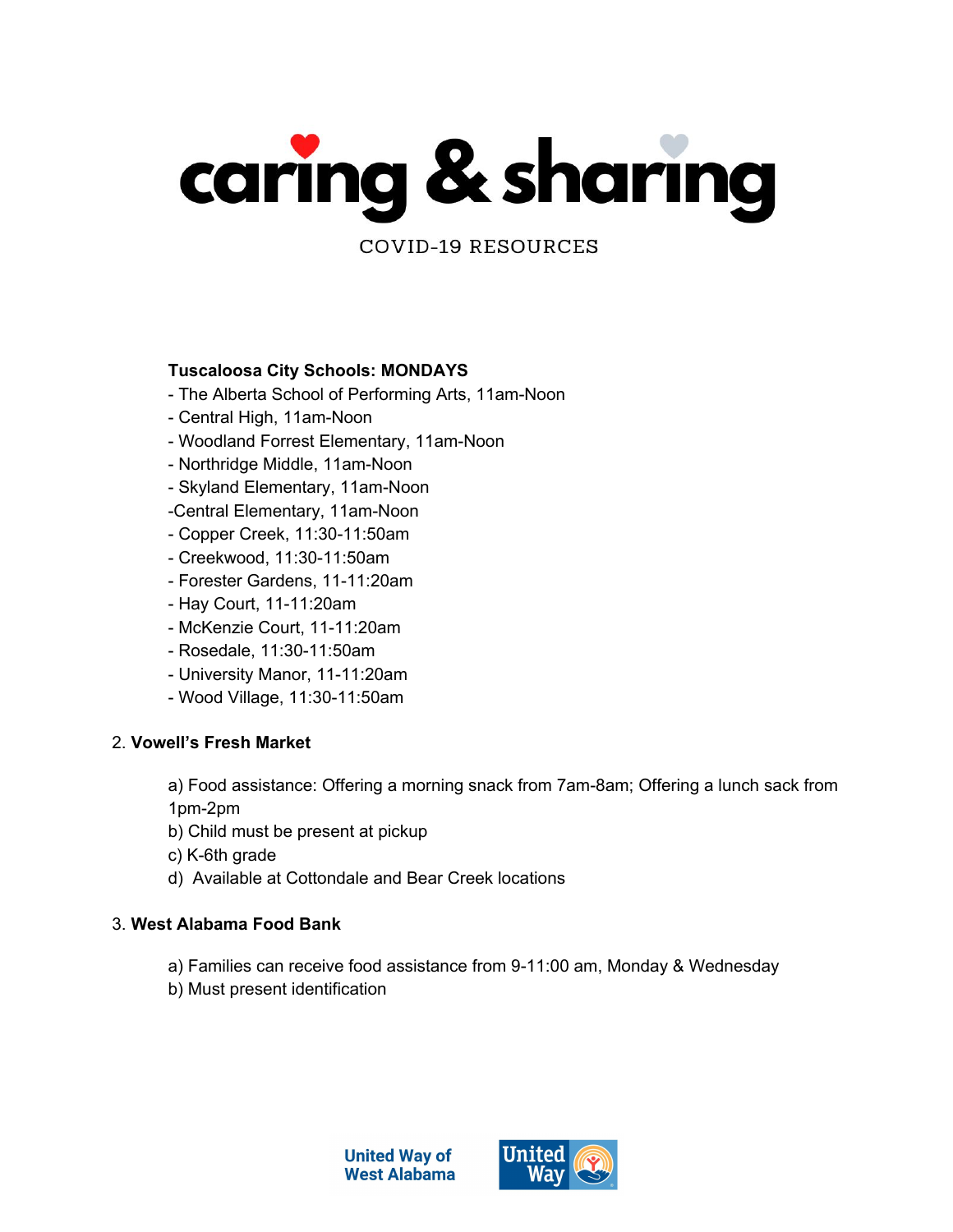# caring & sharing

COVID-19 RESOURCES

**Tuscaloosa City Schools: MONDAYS**

- The Alberta School of Performing Arts, 11am-Noon
- Central High, 11am-Noon
- Woodland Forrest Elementary, 11am-Noon
- Northridge Middle, 11am-Noon
- Skyland Elementary, 11am-Noon
- Central Elementary, 11am-Noon
- Copper Creek, 11:30-11:50am
- Creekwood, 11:30-11:50am
- Forester Gardens, 11-11:20am
- Hay Court, 11-11:20am
- McKenzie Court, 11-11:20am
- Rosedale, 11:30-11:50am
- University Manor, 11-11:20am
- Wood Village, 11:30-11:50am

2. **Vowell's Fresh Market**

a) Food assistance: Offering a morning snack from 7am-8am; Offering a lunch sack from 1pm-2pm
b) Child must be present at pickup
c) K-6th grade
d) Available at Cottondale and Bear Creek locations

3. **West Alabama Food Bank**

a) Families can receive food assistance from 9-11:00 am, Monday & Wednesday
b) Must present identification

United Way of West Alabama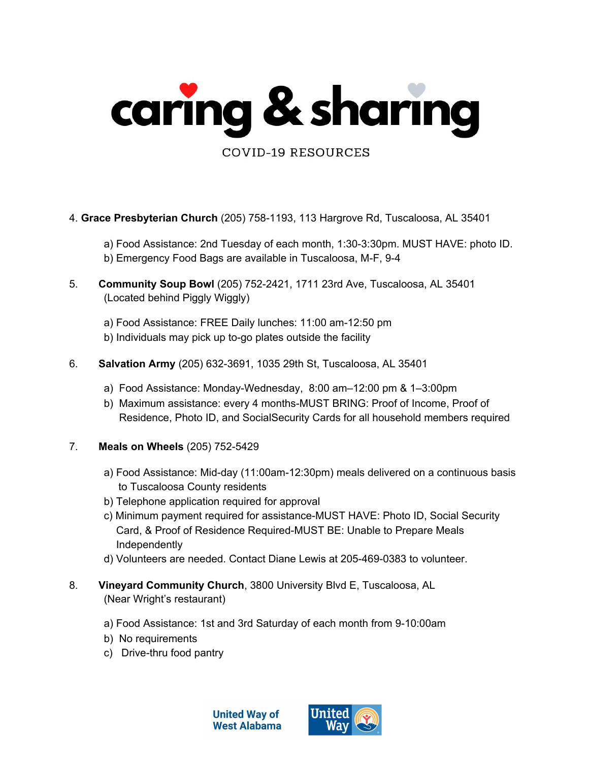# caring & sharing

COVID-19 RESOURCES

4. **Grace Presbyterian Church** (205) 758-1193, 113 Hargrove Rd, Tuscaloosa, AL 35401

   a) Food Assistance: 2nd Tuesday of each month, 1:30-3:30pm. MUST HAVE: photo ID.
   b) Emergency Food Bags are available in Tuscaloosa, M-F, 9-4

5. **Community Soup Bowl** (205) 752-2421, 1711 23rd Ave, Tuscaloosa, AL 35401
   (Located behind Piggly Wiggly)

   a) Food Assistance: FREE Daily lunches: 11:00 am-12:50 pm
   b) Individuals may pick up to-go plates outside the facility

6. **Salvation Army** (205) 632-3691, 1035 29th St, Tuscaloosa, AL 35401

   a) Food Assistance: Monday-Wednesday, 8:00 am–12:00 pm & 1–3:00pm
   b) Maximum assistance: every 4 months-MUST BRING: Proof of Income, Proof of Residence, Photo ID, and SocialSecurity Cards for all household members required

7. **Meals on Wheels** (205) 752-5429

   a) Food Assistance: Mid-day (11:00am-12:30pm) meals delivered on a continuous basis to Tuscaloosa County residents
   b) Telephone application required for approval
   c) Minimum payment required for assistance-MUST HAVE: Photo ID, Social Security Card, & Proof of Residence Required-MUST BE: Unable to Prepare Meals Independently
   d) Volunteers are needed. Contact Diane Lewis at 205-469-0383 to volunteer.

8. **Vineyard Community Church**, 3800 University Blvd E, Tuscaloosa, AL
   (Near Wright's restaurant)

   a) Food Assistance: 1st and 3rd Saturday of each month from 9-10:00am
   b) No requirements
   c) Drive-thru food pantry

United Way of West Alabama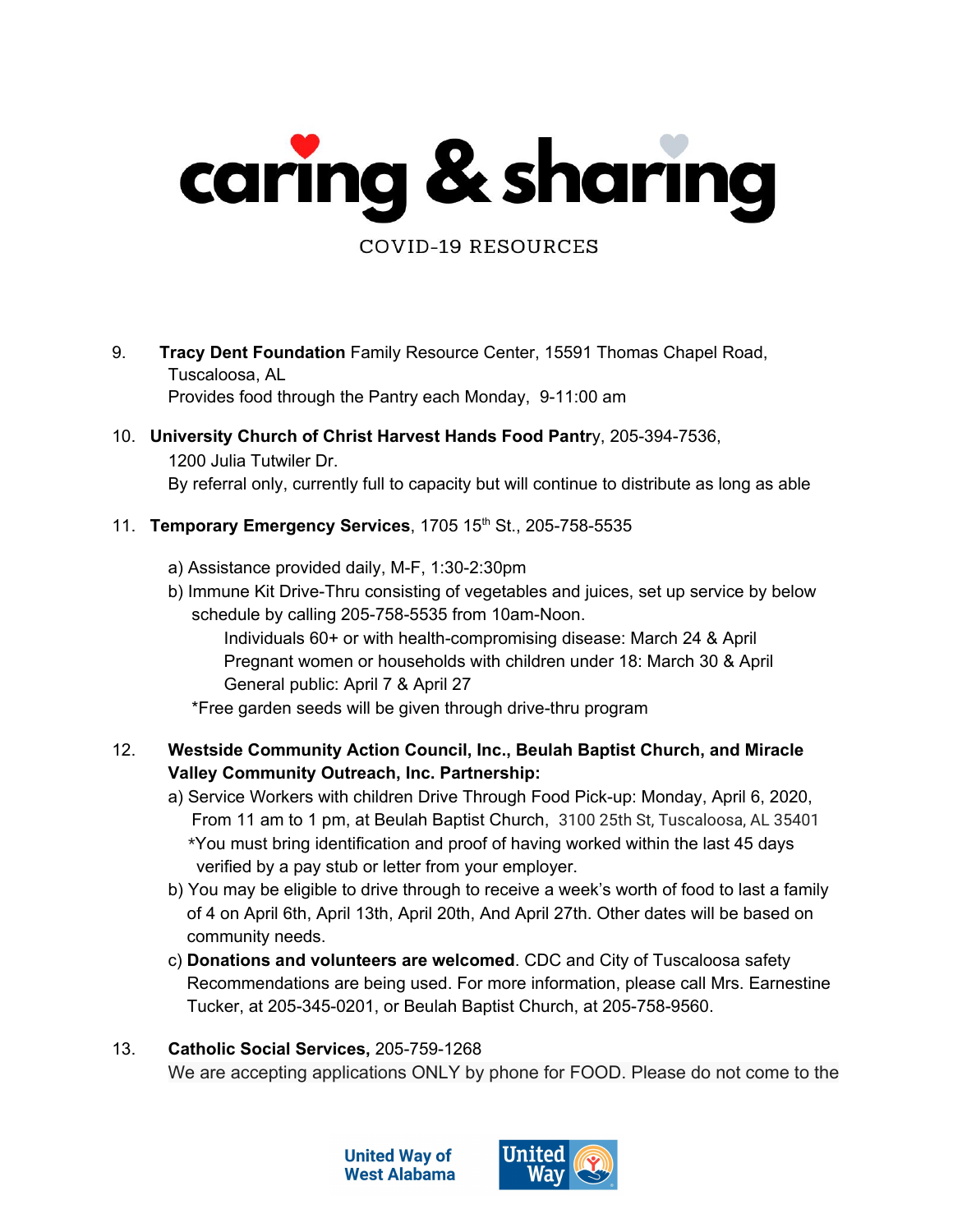# caring & sharing

COVID-19 RESOURCES

9. **Tracy Dent Foundation** Family Resource Center, 15591 Thomas Chapel Road, Tuscaloosa, AL
   Provides food through the Pantry each Monday, 9-11:00 am

10. **University Church of Christ Harvest Hands Food Pantr**y, 205-394-7536, 1200 Julia Tutwiler Dr.
    By referral only, currently full to capacity but will continue to distribute as long as able

11. **Temporary Emergency Services**, 1705 15th St., 205-758-5535

    a) Assistance provided daily, M-F, 1:30-2:30pm
    b) Immune Kit Drive-Thru consisting of vegetables and juices, set up service by below schedule by calling 205-758-5535 from 10am-Noon.
       Individuals 60+ or with health-compromising disease: March 24 & April
       Pregnant women or households with children under 18: March 30 & April
       General public: April 7 & April 27
       *Free garden seeds will be given through drive-thru program

12. **Westside Community Action Council, Inc., Beulah Baptist Church, and Miracle Valley Community Outreach, Inc. Partnership:**
    a) Service Workers with children Drive Through Food Pick-up: Monday, April 6, 2020, From 11 am to 1 pm, at Beulah Baptist Church, 3100 25th St, Tuscaloosa, AL 35401
       *You must bring identification and proof of having worked within the last 45 days verified by a pay stub or letter from your employer.
    b) You may be eligible to drive through to receive a week's worth of food to last a family of 4 on April 6th, April 13th, April 20th, And April 27th. Other dates will be based on community needs.
    c) **Donations and volunteers are welcomed**. CDC and City of Tuscaloosa safety Recommendations are being used. For more information, please call Mrs. Earnestine Tucker, at 205-345-0201, or Beulah Baptist Church, at 205-758-9560.

13. **Catholic Social Services,** 205-759-1268
    We are accepting applications ONLY by phone for FOOD. Please do not come to the

United Way of West Alabama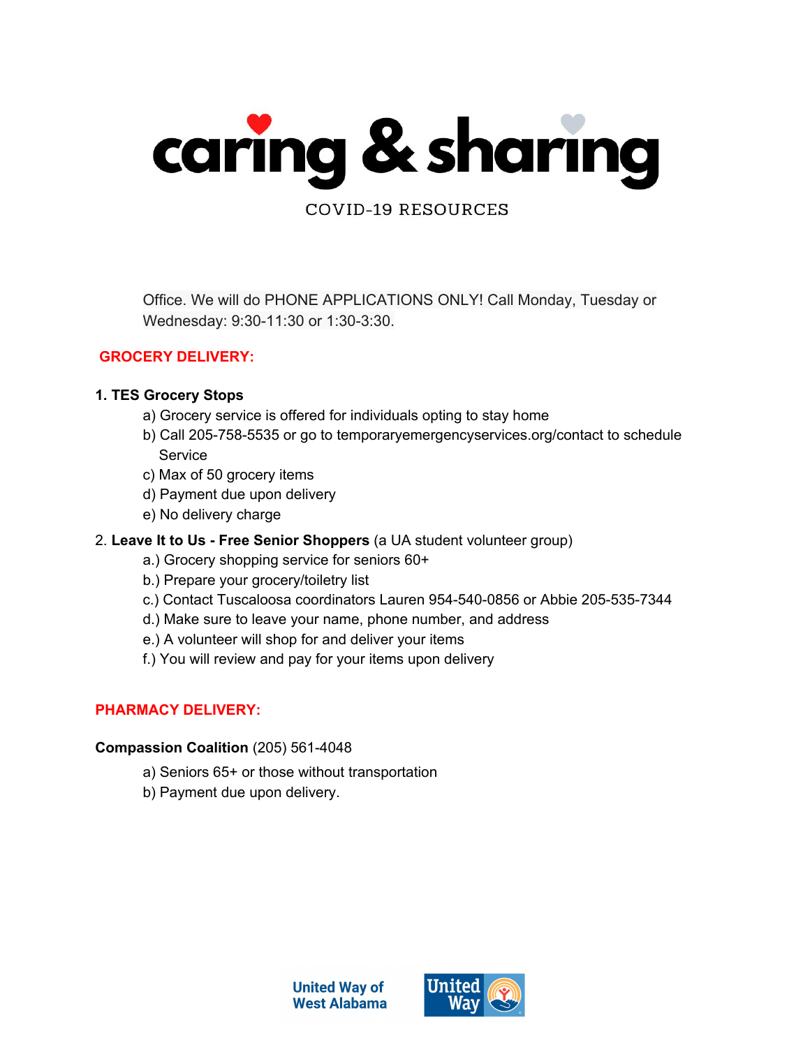# caring & sharing

COVID-19 RESOURCES

Office. We will do PHONE APPLICATIONS ONLY! Call Monday, Tuesday or Wednesday: 9:30-11:30 or 1:30-3:30.

## GROCERY DELIVERY:

**1. TES Grocery Stops**

a) Grocery service is offered for individuals opting to stay home
b) Call 205-758-5535 or go to temporaryemergencyservices.org/contact to schedule Service
c) Max of 50 grocery items
d) Payment due upon delivery
e) No delivery charge

2. **Leave It to Us - Free Senior Shoppers** (a UA student volunteer group)

a.) Grocery shopping service for seniors 60+
b.) Prepare your grocery/toiletry list
c.) Contact Tuscaloosa coordinators Lauren 954-540-0856 or Abbie 205-535-7344
d.) Make sure to leave your name, phone number, and address
e.) A volunteer will shop for and deliver your items
f.) You will review and pay for your items upon delivery

## PHARMACY DELIVERY:

**Compassion Coalition** (205) 561-4048

a) Seniors 65+ or those without transportation
b) Payment due upon delivery.

United Way of West Alabama

United Way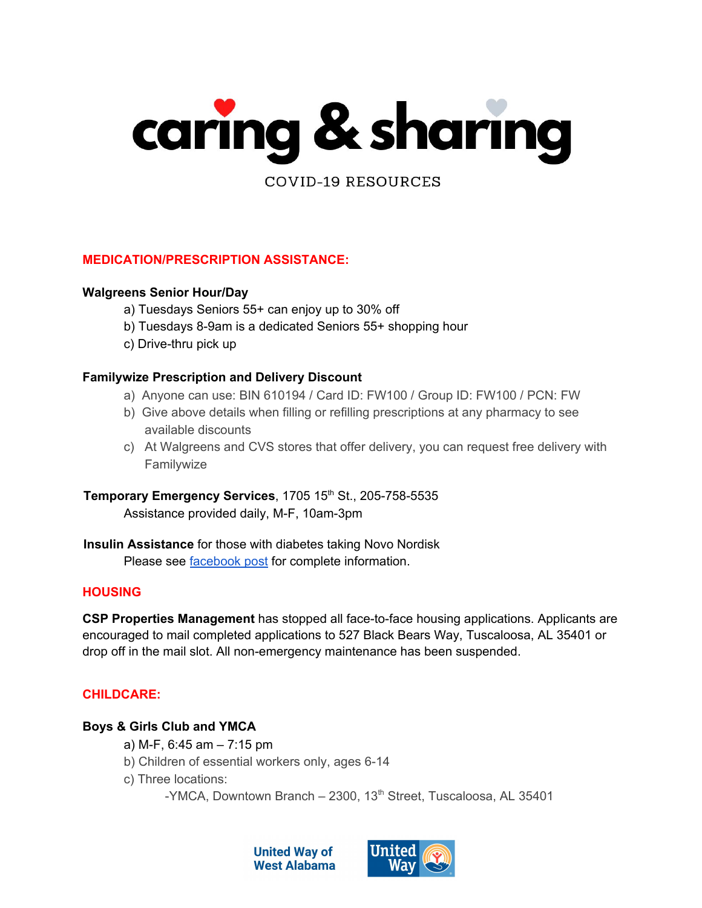# caring & sharing

COVID-19 RESOURCES

## MEDICATION/PRESCRIPTION ASSISTANCE:

**Walgreens Senior Hour/Day**

a) Tuesdays Seniors 55+ can enjoy up to 30% off
b) Tuesdays 8-9am is a dedicated Seniors 55+ shopping hour
c) Drive-thru pick up

**Familywize Prescription and Delivery Discount**

a) Anyone can use: BIN 610194 / Card ID: FW100 / Group ID: FW100 / PCN: FW
b) Give above details when filling or refilling prescriptions at any pharmacy to see available discounts
c) At Walgreens and CVS stores that offer delivery, you can request free delivery with Familywize

**Temporary Emergency Services**, 1705 15th St., 205-758-5535
Assistance provided daily, M-F, 10am-3pm

**Insulin Assistance** for those with diabetes taking Novo Nordisk
Please see facebook post for complete information.

## HOUSING

**CSP Properties Management** has stopped all face-to-face housing applications. Applicants are encouraged to mail completed applications to 527 Black Bears Way, Tuscaloosa, AL 35401 or drop off in the mail slot. All non-emergency maintenance has been suspended.

## CHILDCARE:

**Boys & Girls Club and YMCA**

a) M-F, 6:45 am – 7:15 pm
b) Children of essential workers only, ages 6-14
c) Three locations:
  - YMCA, Downtown Branch – 2300, 13th Street, Tuscaloosa, AL 35401

United Way of West Alabama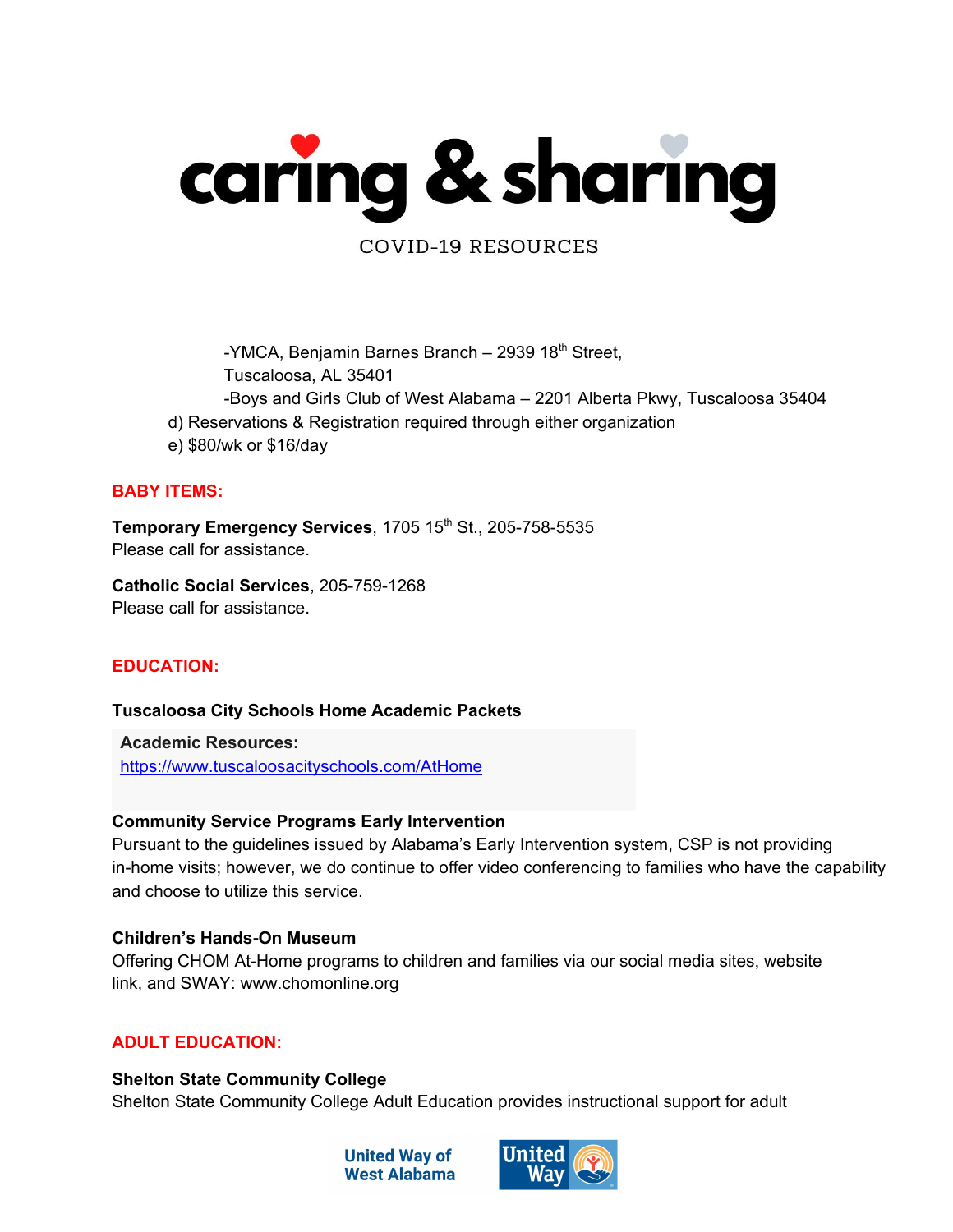-YMCA, Benjamin Barnes Branch – 2939 18th Street, Tuscaloosa, AL 35401

-Boys and Girls Club of West Alabama – 2201 Alberta Pkwy, Tuscaloosa 35404

d) Reservations & Registration required through either organization

e) $80/wk or $16/day

## BABY ITEMS:

**Temporary Emergency Services**, 1705 15th St., 205-758-5535
Please call for assistance.

**Catholic Social Services**, 205-759-1268
Please call for assistance.

## EDUCATION:

**Tuscaloosa City Schools Home Academic Packets**

**Academic Resources:**
https://www.tuscaloosacityschools.com/AtHome

**Community Service Programs Early Intervention**
Pursuant to the guidelines issued by Alabama's Early Intervention system, CSP is not providing in-home visits; however, we do continue to offer video conferencing to families who have the capability and choose to utilize this service.

**Children's Hands-On Museum**
Offering CHOM At-Home programs to children and families via our social media sites, website link, and SWAY: www.chomonline.org

## ADULT EDUCATION:

**Shelton State Community College**
Shelton State Community College Adult Education provides instructional support for adult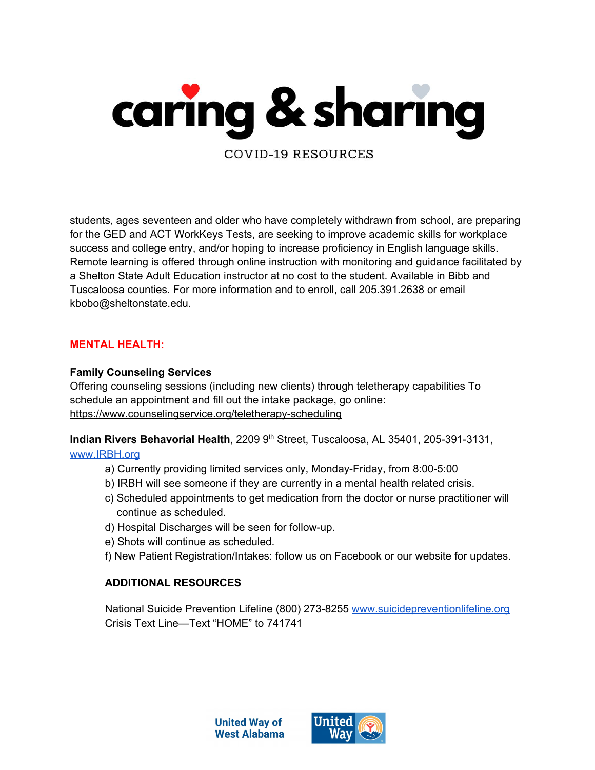students, ages seventeen and older who have completely withdrawn from school, are preparing for the GED and ACT WorkKeys Tests, are seeking to improve academic skills for workplace success and college entry, and/or hoping to increase proficiency in English language skills. Remote learning is offered through online instruction with monitoring and guidance facilitated by a Shelton State Adult Education instructor at no cost to the student. Available in Bibb and Tuscaloosa counties. For more information and to enroll, call 205.391.2638 or email kbobo@sheltonstate.edu.

## MENTAL HEALTH:

**Family Counseling Services**
Offering counseling sessions (including new clients) through teletherapy capabilities To schedule an appointment and fill out the intake package, go online: https://www.counselingservice.org/teletherapy-scheduling

**Indian Rivers Behavorial Health**, 2209 9th Street, Tuscaloosa, AL 35401, 205-391-3131, www.IRBH.org

a) Currently providing limited services only, Monday-Friday, from 8:00-5:00
b) IRBH will see someone if they are currently in a mental health related crisis.
c) Scheduled appointments to get medication from the doctor or nurse practitioner will continue as scheduled.
d) Hospital Discharges will be seen for follow-up.
e) Shots will continue as scheduled.
f) New Patient Registration/Intakes: follow us on Facebook or our website for updates.

### ADDITIONAL RESOURCES

National Suicide Prevention Lifeline (800) 273-8255 www.suicidepreventionlifeline.org
Crisis Text Line—Text "HOME" to 741741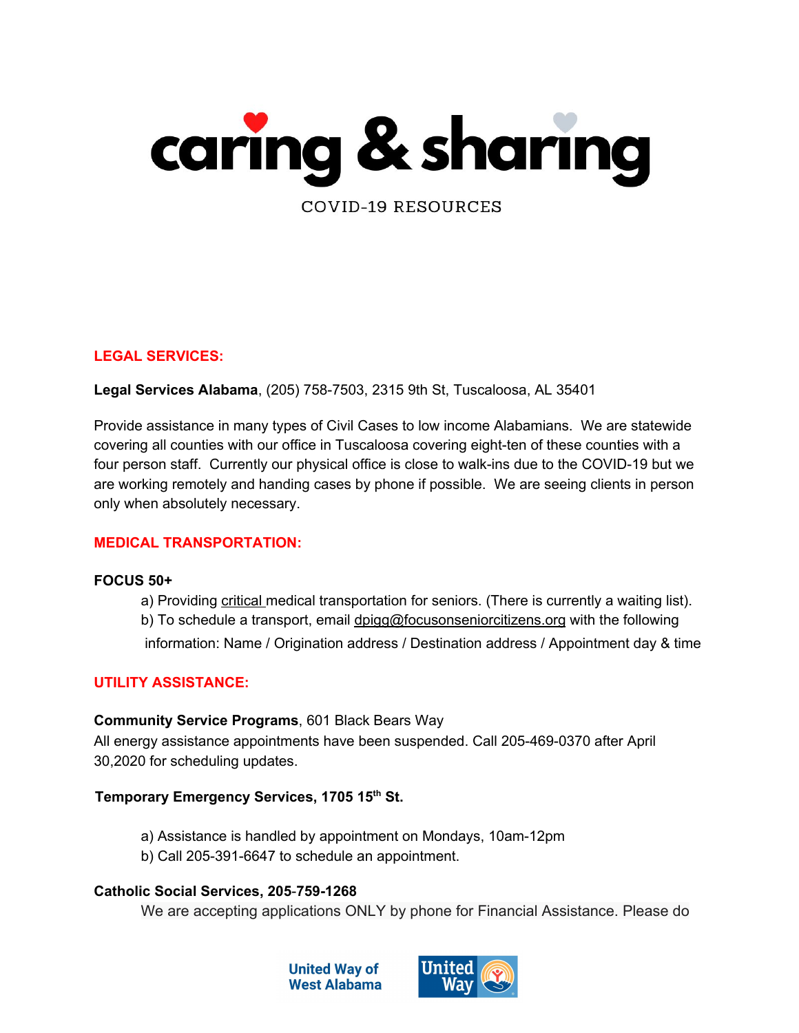# caring & sharing

COVID-19 RESOURCES

## LEGAL SERVICES:

**Legal Services Alabama**, (205) 758-7503, 2315 9th St, Tuscaloosa, AL 35401

Provide assistance in many types of Civil Cases to low income Alabamians. We are statewide covering all counties with our office in Tuscaloosa covering eight-ten of these counties with a four person staff. Currently our physical office is close to walk-ins due to the COVID-19 but we are working remotely and handing cases by phone if possible. We are seeing clients in person only when absolutely necessary.

## MEDICAL TRANSPORTATION:

**FOCUS 50+**

a) Providing critical medical transportation for seniors. (There is currently a waiting list).
b) To schedule a transport, email dpigg@focusonseniorcitizens.org with the following information: Name / Origination address / Destination address / Appointment day & time

## UTILITY ASSISTANCE:

**Community Service Programs**, 601 Black Bears Way
All energy assistance appointments have been suspended. Call 205-469-0370 after April 30,2020 for scheduling updates.

**Temporary Emergency Services, 1705 15th St.**

a) Assistance is handled by appointment on Mondays, 10am-12pm
b) Call 205-391-6647 to schedule an appointment.

**Catholic Social Services, 205-759-1268**

We are accepting applications ONLY by phone for Financial Assistance. Please do

United Way of West Alabama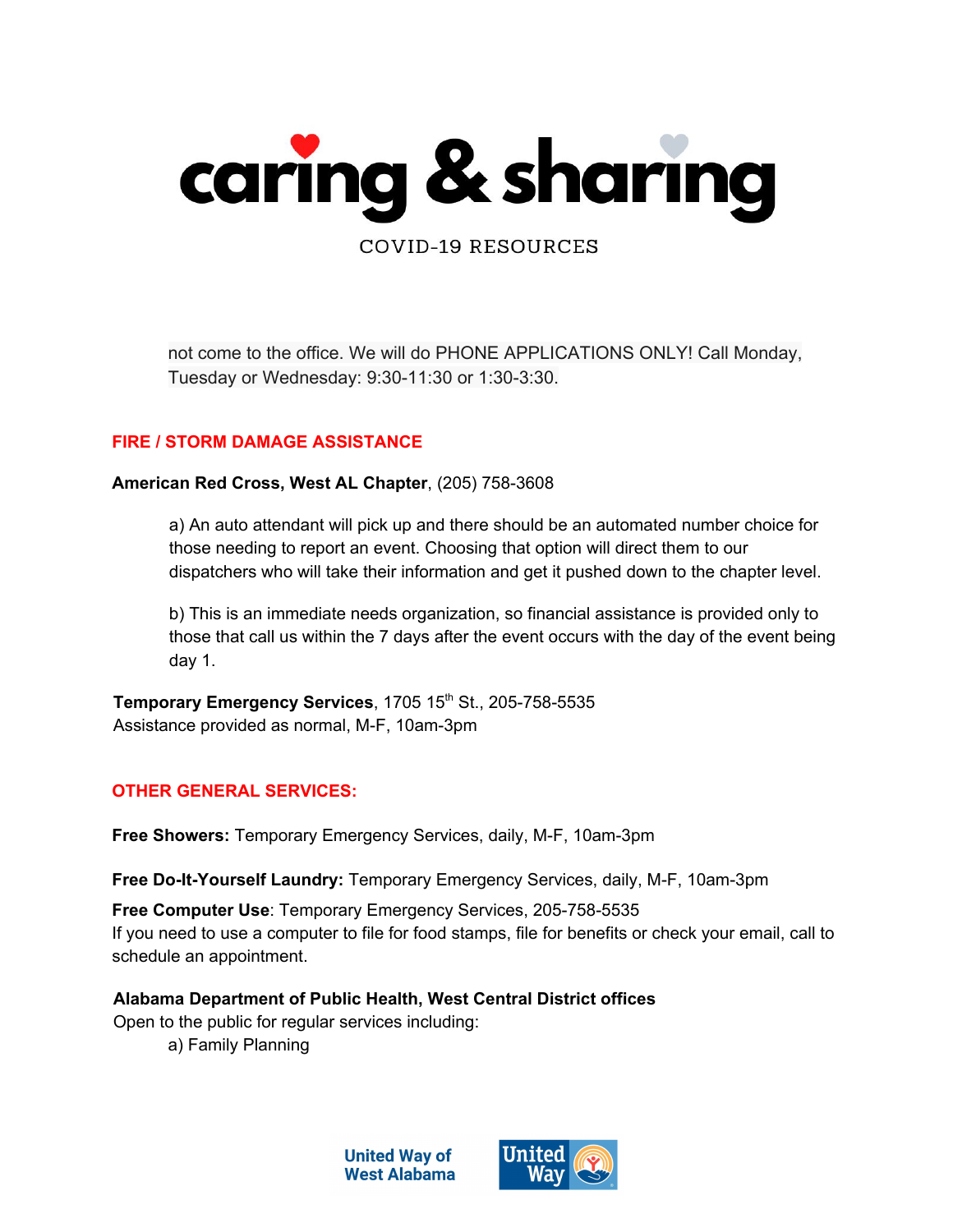not come to the office. We will do PHONE APPLICATIONS ONLY! Call Monday, Tuesday or Wednesday: 9:30-11:30 or 1:30-3:30.

## FIRE / STORM DAMAGE ASSISTANCE

**American Red Cross, West AL Chapter**, (205) 758-3608

a) An auto attendant will pick up and there should be an automated number choice for those needing to report an event. Choosing that option will direct them to our dispatchers who will take their information and get it pushed down to the chapter level.

b) This is an immediate needs organization, so financial assistance is provided only to those that call us within the 7 days after the event occurs with the day of the event being day 1.

**Temporary Emergency Services**, 1705 15th St., 205-758-5535
Assistance provided as normal, M-F, 10am-3pm

## OTHER GENERAL SERVICES:

**Free Showers:** Temporary Emergency Services, daily, M-F, 10am-3pm

**Free Do-It-Yourself Laundry:** Temporary Emergency Services, daily, M-F, 10am-3pm

**Free Computer Use**: Temporary Emergency Services, 205-758-5535
If you need to use a computer to file for food stamps, file for benefits or check your email, call to schedule an appointment.

**Alabama Department of Public Health, West Central District offices**
Open to the public for regular services including:

a) Family Planning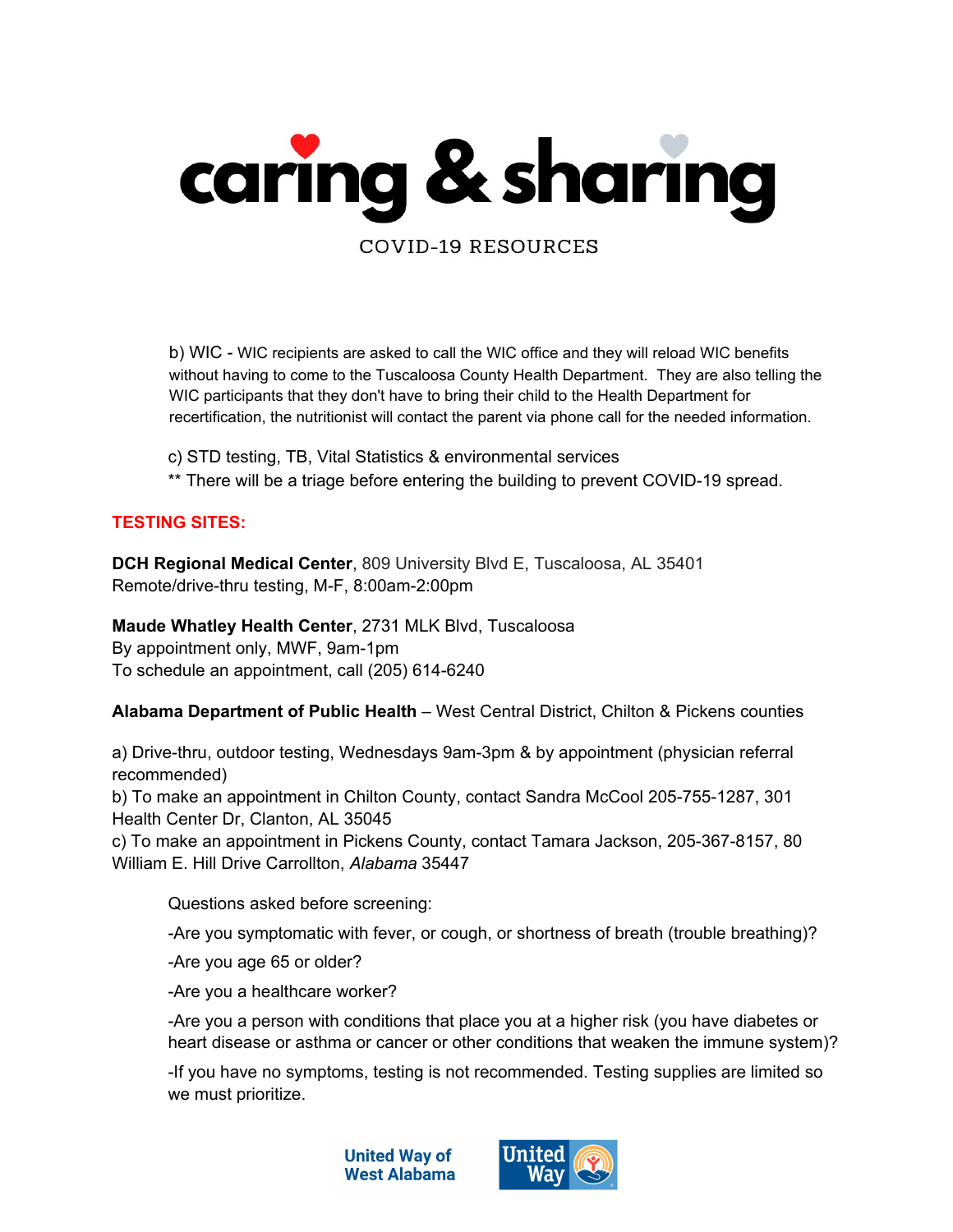# caring & sharing

COVID-19 RESOURCES

b) WIC - WIC recipients are asked to call the WIC office and they will reload WIC benefits without having to come to the Tuscaloosa County Health Department. They are also telling the WIC participants that they don't have to bring their child to the Health Department for recertification, the nutritionist will contact the parent via phone call for the needed information.

c) STD testing, TB, Vital Statistics & environmental services

** There will be a triage before entering the building to prevent COVID-19 spread.

## TESTING SITES:

**DCH Regional Medical Center**, 809 University Blvd E, Tuscaloosa, AL 35401
Remote/drive-thru testing, M-F, 8:00am-2:00pm

**Maude Whatley Health Center**, 2731 MLK Blvd, Tuscaloosa
By appointment only, MWF, 9am-1pm
To schedule an appointment, call (205) 614-6240

**Alabama Department of Public Health** – West Central District, Chilton & Pickens counties

a) Drive-thru, outdoor testing, Wednesdays 9am-3pm & by appointment (physician referral recommended)
b) To make an appointment in Chilton County, contact Sandra McCool 205-755-1287, 301 Health Center Dr, Clanton, AL 35045
c) To make an appointment in Pickens County, contact Tamara Jackson, 205-367-8157, 80 William E. Hill Drive Carrollton, *Alabama* 35447

Questions asked before screening:

-Are you symptomatic with fever, or cough, or shortness of breath (trouble breathing)?

-Are you age 65 or older?

-Are you a healthcare worker?

-Are you a person with conditions that place you at a higher risk (you have diabetes or heart disease or asthma or cancer or other conditions that weaken the immune system)?

-If you have no symptoms, testing is not recommended. Testing supplies are limited so we must prioritize.

United Way of West Alabama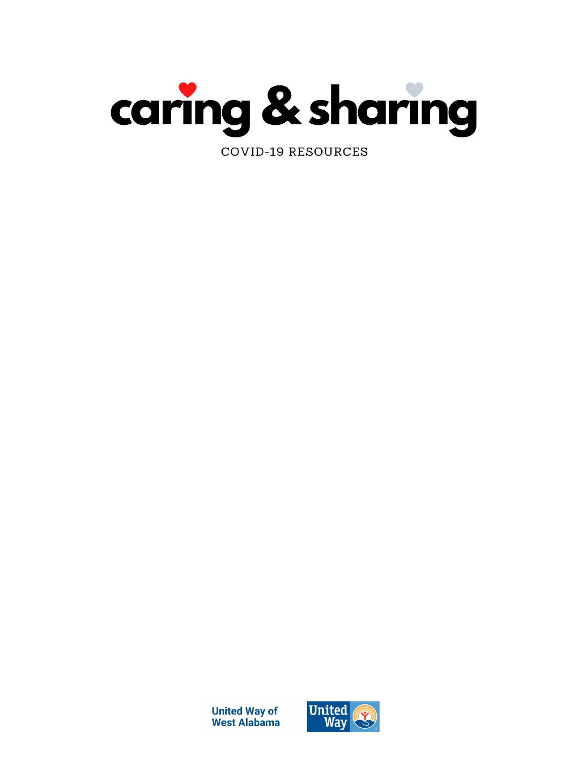# caring & sharing

COVID-19 RESOURCES

United Way of West Alabama

United Way